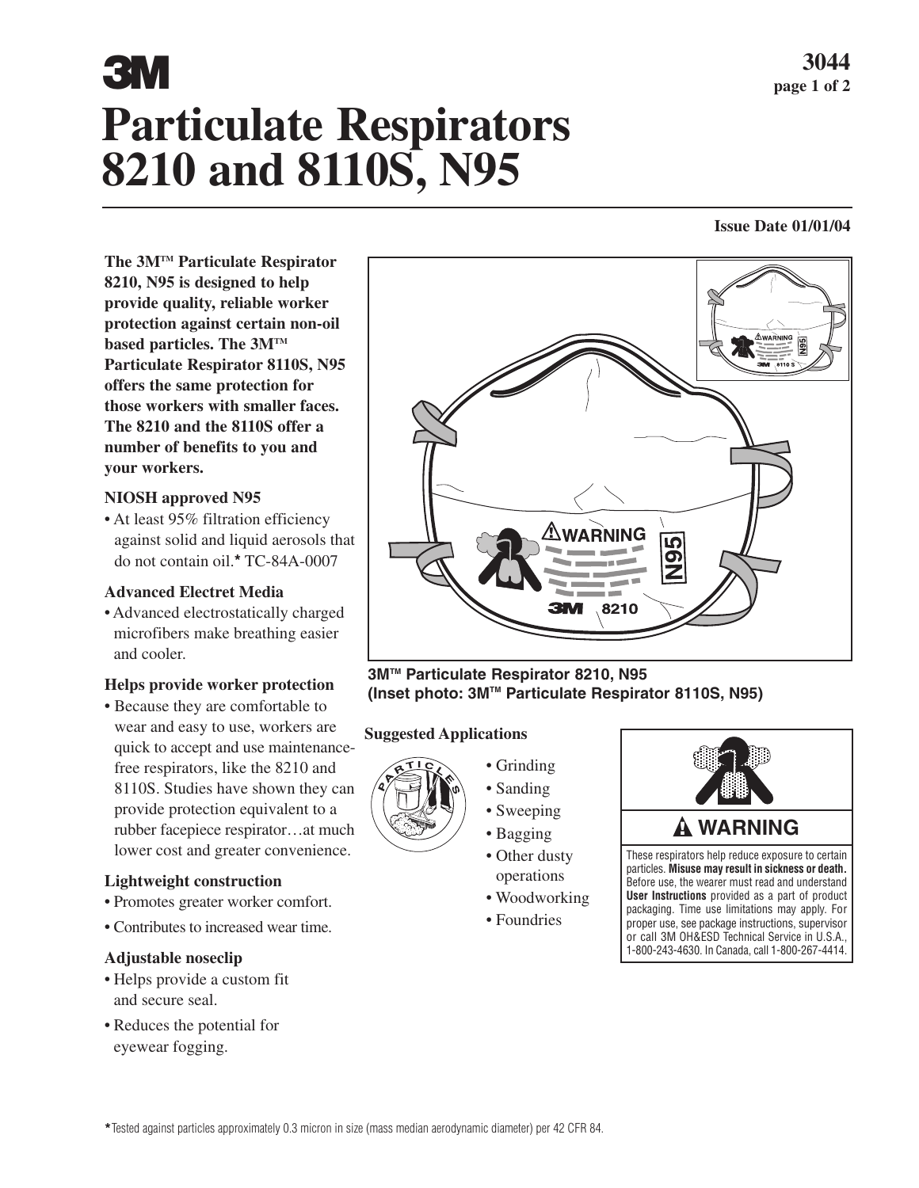# 3M

# Particulate Respirators 8210 and 8110S, N95

3044

Issue Date 01/01/04

**The 3M™ Particulate Respirator 8210, N95 is designed to help provide quality, reliable worker protection against certain non-oil based particles. The 3M™ Particulate Respirator 8110S, N95 offers the same protection for those workers with smaller faces. The 8210 and the 8110S offer a number of benefits to you and your workers.**

### NIOSH approved N95

- At least 95% filtration efficiency against solid and liquid aerosols that do not contain oil.* TC-84A-0007

### Advanced Electret Media

- Advanced electrostatically charged microfibers make breathing easier and cooler.

### Helps provide worker protection

- Because they are comfortable to wear and easy to use, workers are quick to accept and use maintenance-free respirators, like the 8210 and 8110S. Studies have shown they can provide protection equivalent to a rubber facepiece respirator…at much lower cost and greater convenience.

### Lightweight construction

- Promotes greater worker comfort.
- Contributes to increased wear time.

### Adjustable noseclip

- Helps provide a custom fit and secure seal.
- Reduces the potential for eyewear fogging.

**3M™ Particulate Respirator 8210, N95 (Inset photo: 3M™ Particulate Respirator 8110S, N95)**

### Suggested Applications

- Grinding
- Sanding
- Sweeping
- Bagging
- Other dusty operations
- Woodworking
- Foundries

**⚠ WARNING**

These respirators help reduce exposure to certain particles. **Misuse may result in sickness or death.** Before use, the wearer must read and understand **User Instructions** provided as a part of product packaging. Time use limitations may apply. For proper use, see package instructions, supervisor or call 3M OH&ESD Technical Service in U.S.A., 1-800-243-4630. In Canada, call 1-800-267-4414.

*Tested against particles approximately 0.3 micron in size (mass median aerodynamic diameter) per 42 CFR 84.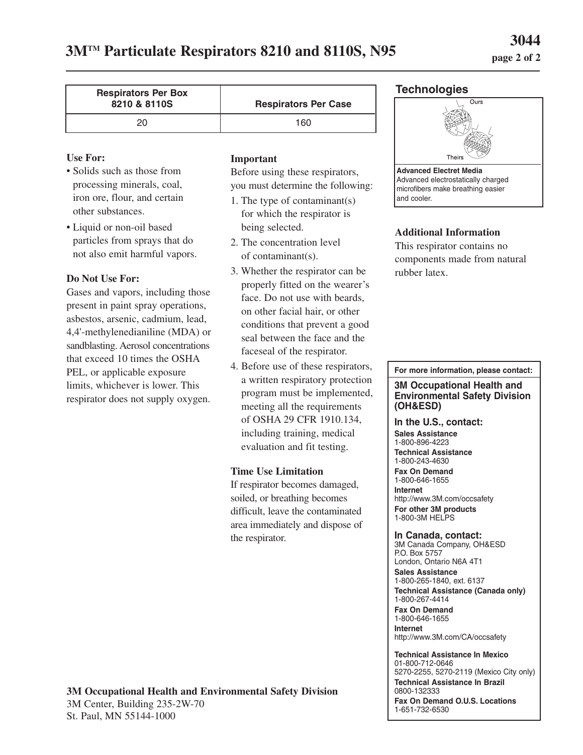# 3M™ Particulate Respirators 8210 and 8110S, N95

| Respirators Per Box 8210 & 8110S | Respirators Per Case |
|---|---|
| 20 | 160 |

**Use For:**

- Solids such as those from processing minerals, coal, iron ore, flour, and certain other substances.
- Liquid or non-oil based particles from sprays that do not also emit harmful vapors.

**Do Not Use For:**

Gases and vapors, including those present in paint spray operations, asbestos, arsenic, cadmium, lead, 4,4'-methylenedianiline (MDA) or sandblasting. Aerosol concentrations that exceed 10 times the OSHA PEL, or applicable exposure limits, whichever is lower. This respirator does not supply oxygen.

**Important**

Before using these respirators, you must determine the following:

1. The type of contaminant(s) for which the respirator is being selected.
2. The concentration level of contaminant(s).
3. Whether the respirator can be properly fitted on the wearer's face. Do not use with beards, on other facial hair, or other conditions that prevent a good seal between the face and the faceseal of the respirator.
4. Before use of these respirators, a written respiratory protection program must be implemented, meeting all the requirements of OSHA 29 CFR 1910.134, including training, medical evaluation and fit testing.

**Time Use Limitation**

If respirator becomes damaged, soiled, or breathing becomes difficult, leave the contaminated area immediately and dispose of the respirator.

## Technologies

Ours

Theirs

**Advanced Electret Media**
Advanced electrostatically charged microfibers make breathing easier and cooler.

**Additional Information**

This respirator contains no components made from natural rubber latex.

**For more information, please contact:**

**3M Occupational Health and Environmental Safety Division (OH&ESD)**

**In the U.S., contact:**

**Sales Assistance**
1-800-896-4223
**Technical Assistance**
1-800-243-4630
**Fax On Demand**
1-800-646-1655
**Internet**
http://www.3M.com/occsafety
**For other 3M products**
1-800-3M HELPS

**In Canada, contact:**
3M Canada Company, OH&ESD
P.O. Box 5757
London, Ontario N6A 4T1
**Sales Assistance**
1-800-265-1840, ext. 6137
**Technical Assistance (Canada only)**
1-800-267-4414
**Fax On Demand**
1-800-646-1655
**Internet**
http://www.3M.com/CA/occsafety

**Technical Assistance In Mexico**
01-800-712-0646
5270-2255, 5270-2119 (Mexico City only)
**Technical Assistance In Brazil**
0800-132333
**Fax On Demand O.U.S. Locations**
1-651-732-6530

**3M Occupational Health and Environmental Safety Division**
3M Center, Building 235-2W-70
St. Paul, MN 55144-1000